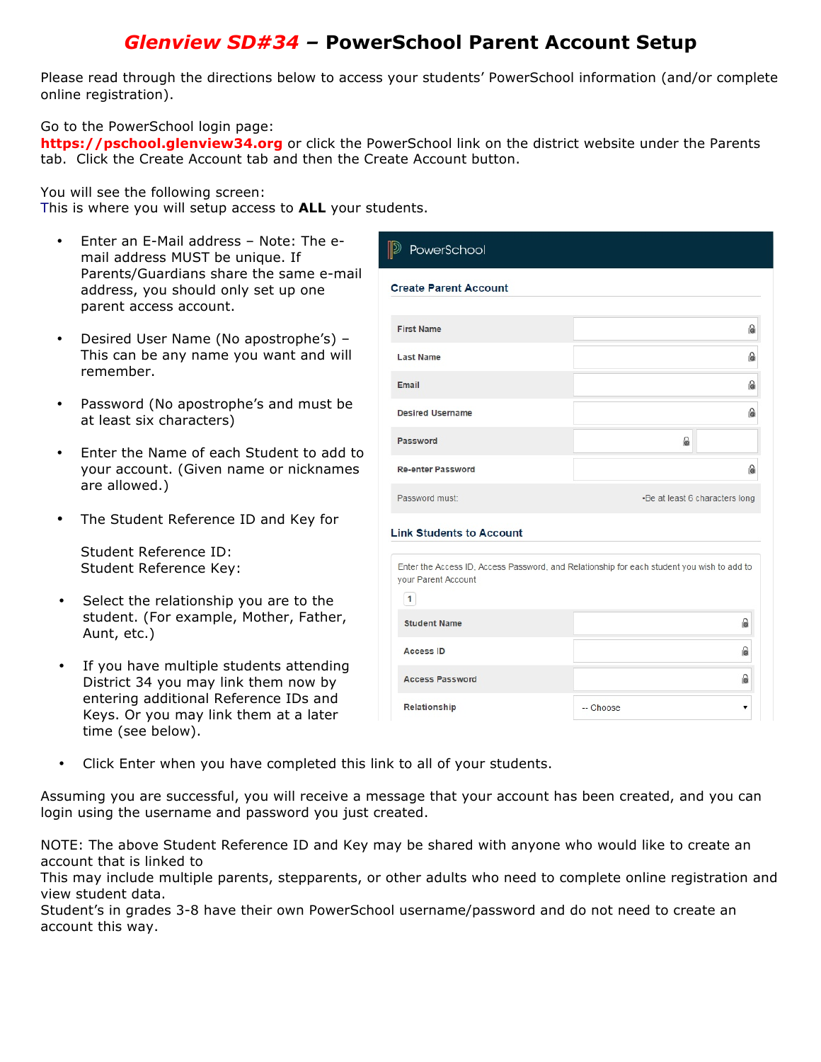# Glenview SD#34 – PowerSchool Parent Account Setup

Please read through the directions below to access your students' PowerSchool information (and/or complete online registration).

Go to the PowerSchool login page:
**https://pschool.glenview34.org** or click the PowerSchool link on the district website under the Parents tab. Click the Create Account tab and then the Create Account button.

You will see the following screen:
This is where you will setup access to **ALL** your students.

- Enter an E-Mail address – Note: The e-mail address MUST be unique. If Parents/Guardians share the same e-mail address, you should only set up one parent access account.
- Desired User Name (No apostrophe's) – This can be any name you want and will remember.
- Password (No apostrophe's and must be at least six characters)
- Enter the Name of each Student to add to your account. (Given name or nicknames are allowed.)
- The Student Reference ID and Key for

  Student Reference ID:
  Student Reference Key:
- Select the relationship you are to the student. (For example, Mother, Father, Aunt, etc.)
- If you have multiple students attending District 34 you may link them now by entering additional Reference IDs and Keys. Or you may link them at a later time (see below).

PowerSchool

**Create Parent Account**

| | |
|---|---|
| First Name | |
| Last Name | |
| Email | |
| Desired Username | |
| Password | |
| Re-enter Password | |
| Password must: | •Be at least 6 characters long |

**Link Students to Account**

Enter the Access ID, Access Password, and Relationship for each student you wish to add to your Parent Account

1

| | |
|---|---|
| Student Name | |
| Access ID | |
| Access Password | |
| Relationship | -- Choose |

- Click Enter when you have completed this link to all of your students.

Assuming you are successful, you will receive a message that your account has been created, and you can login using the username and password you just created.

NOTE: The above Student Reference ID and Key may be shared with anyone who would like to create an account that is linked to
This may include multiple parents, stepparents, or other adults who need to complete online registration and view student data.
Student's in grades 3-8 have their own PowerSchool username/password and do not need to create an account this way.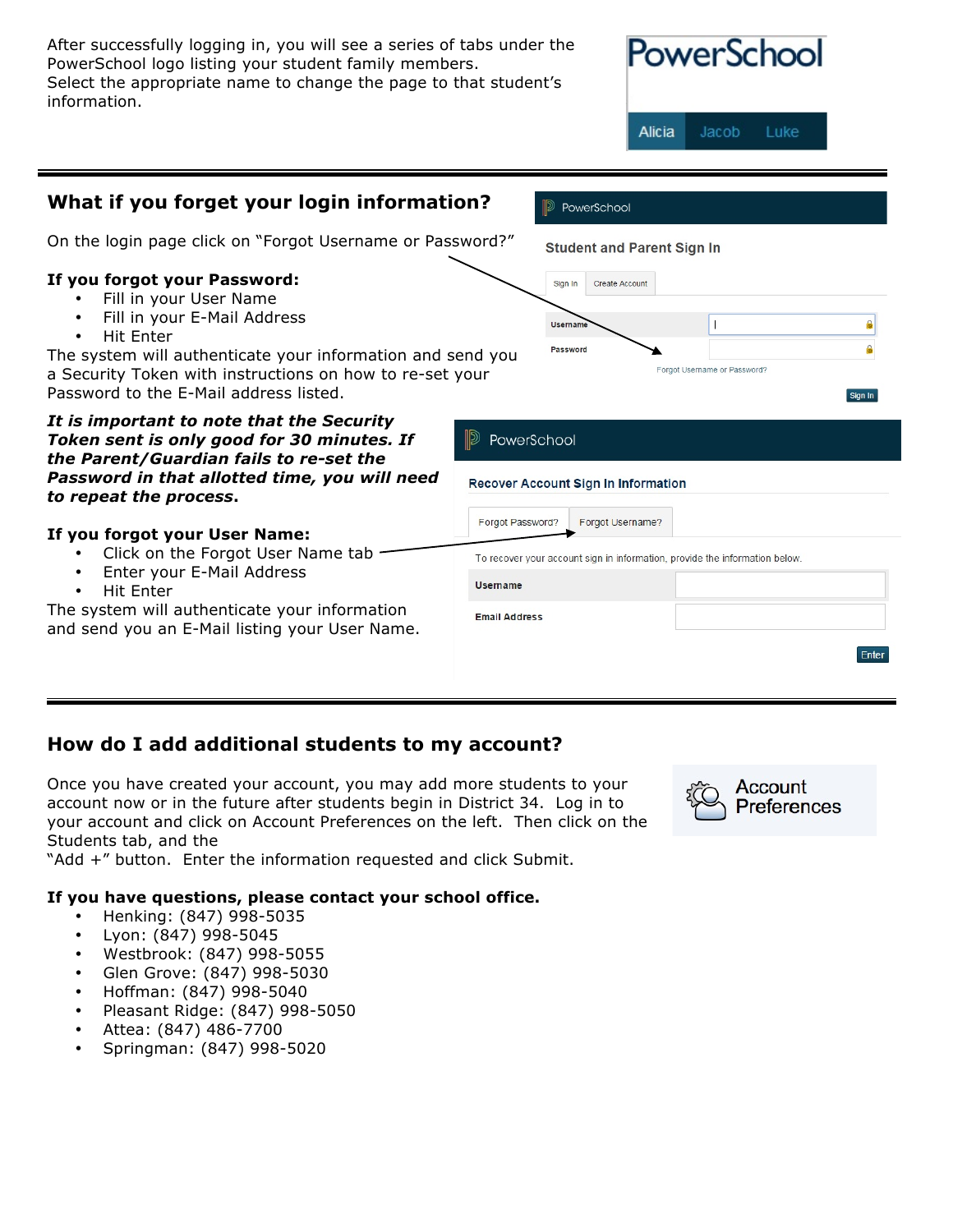After successfully logging in, you will see a series of tabs under the PowerSchool logo listing your student family members. Select the appropriate name to change the page to that student's information.

PowerSchool

Alicia Jacob Luke

## What if you forget your login information?

On the login page click on "Forgot Username or Password?"

**If you forgot your Password:**

- Fill in your User Name
- Fill in your E-Mail Address
- Hit Enter

The system will authenticate your information and send you a Security Token with instructions on how to re-set your Password to the E-Mail address listed.

***It is important to note that the Security Token sent is only good for 30 minutes. If the Parent/Guardian fails to re-set the Password in that allotted time, you will need to repeat the process.***

PowerSchool

Student and Parent Sign In

Sign In | Create Account

Username

Password

Forgot Username or Password?

Sign In

**If you forgot your User Name:**

- Click on the Forgot User Name tab
- Enter your E-Mail Address
- Hit Enter

The system will authenticate your information and send you an E-Mail listing your User Name.

PowerSchool

Recover Account Sign In Information

Forgot Password? | Forgot Username?

To recover your account sign in information, provide the information below.

Username

Email Address

Enter

## How do I add additional students to my account?

Once you have created your account, you may add more students to your account now or in the future after students begin in District 34. Log in to your account and click on Account Preferences on the left. Then click on the Students tab, and the "Add +" button. Enter the information requested and click Submit.

Account Preferences

**If you have questions, please contact your school office.**

- Henking: (847) 998-5035
- Lyon: (847) 998-5045
- Westbrook: (847) 998-5055
- Glen Grove: (847) 998-5030
- Hoffman: (847) 998-5040
- Pleasant Ridge: (847) 998-5050
- Attea: (847) 486-7700
- Springman: (847) 998-5020